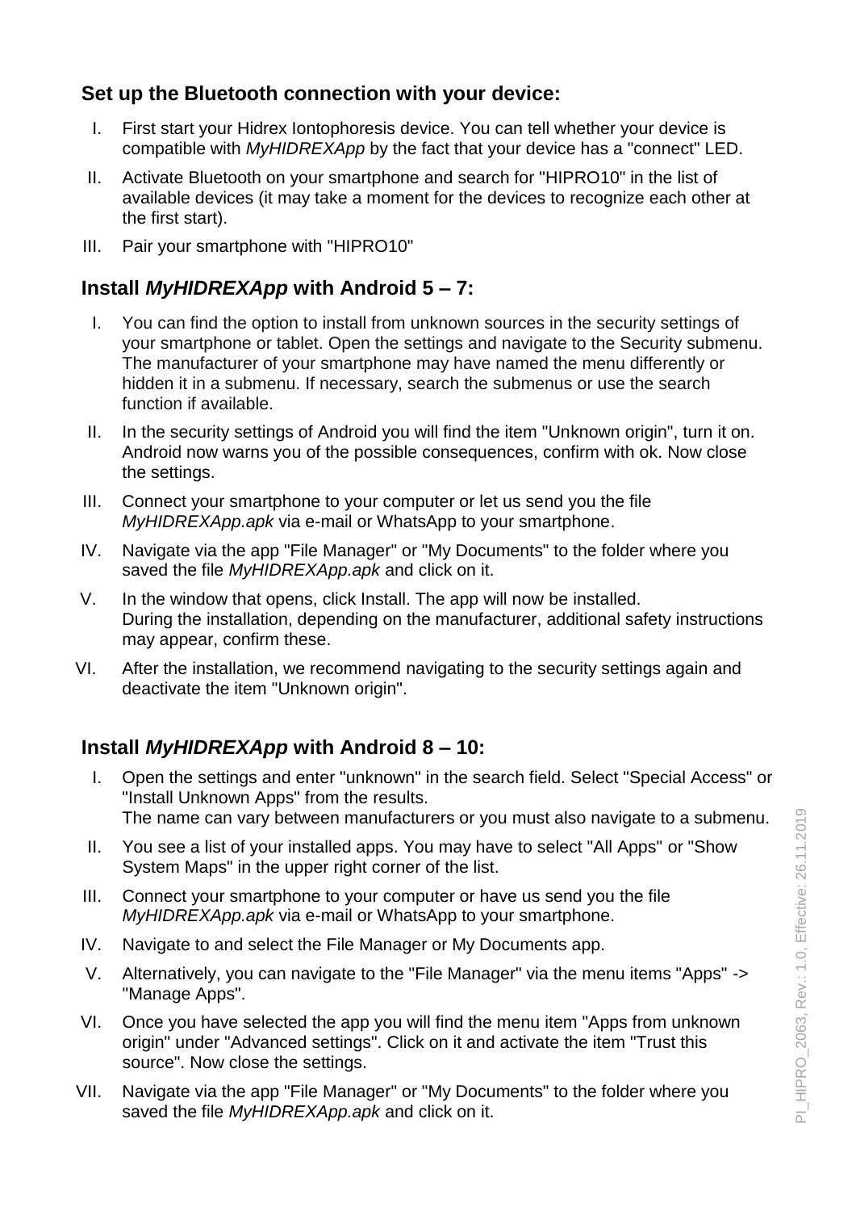## Set up the Bluetooth connection with your device:

I. First start your Hidrex Iontophoresis device. You can tell whether your device is compatible with *MyHIDREXApp* by the fact that your device has a "connect" LED.

II. Activate Bluetooth on your smartphone and search for "HIPRO10" in the list of available devices (it may take a moment for the devices to recognize each other at the first start).

III. Pair your smartphone with "HIPRO10"

## Install *MyHIDREXApp* with Android 5 – 7:

I. You can find the option to install from unknown sources in the security settings of your smartphone or tablet. Open the settings and navigate to the Security submenu. The manufacturer of your smartphone may have named the menu differently or hidden it in a submenu. If necessary, search the submenus or use the search function if available.

II. In the security settings of Android you will find the item "Unknown origin", turn it on. Android now warns you of the possible consequences, confirm with ok. Now close the settings.

III. Connect your smartphone to your computer or let us send you the file *MyHIDREXApp.apk* via e-mail or WhatsApp to your smartphone.

IV. Navigate via the app "File Manager" or "My Documents" to the folder where you saved the file *MyHIDREXApp.apk* and click on it.

V. In the window that opens, click Install. The app will now be installed.
During the installation, depending on the manufacturer, additional safety instructions may appear, confirm these.

VI. After the installation, we recommend navigating to the security settings again and deactivate the item "Unknown origin".

## Install *MyHIDREXApp* with Android 8 – 10:

I. Open the settings and enter "unknown" in the search field. Select "Special Access" or "Install Unknown Apps" from the results.
The name can vary between manufacturers or you must also navigate to a submenu.

II. You see a list of your installed apps. You may have to select "All Apps" or "Show System Maps" in the upper right corner of the list.

III. Connect your smartphone to your computer or have us send you the file *MyHIDREXApp.apk* via e-mail or WhatsApp to your smartphone.

IV. Navigate to and select the File Manager or My Documents app.

V. Alternatively, you can navigate to the "File Manager" via the menu items "Apps" -> "Manage Apps".

VI. Once you have selected the app you will find the menu item "Apps from unknown origin" under "Advanced settings". Click on it and activate the item "Trust this source". Now close the settings.

VII. Navigate via the app "File Manager" or "My Documents" to the folder where you saved the file *MyHIDREXApp.apk* and click on it.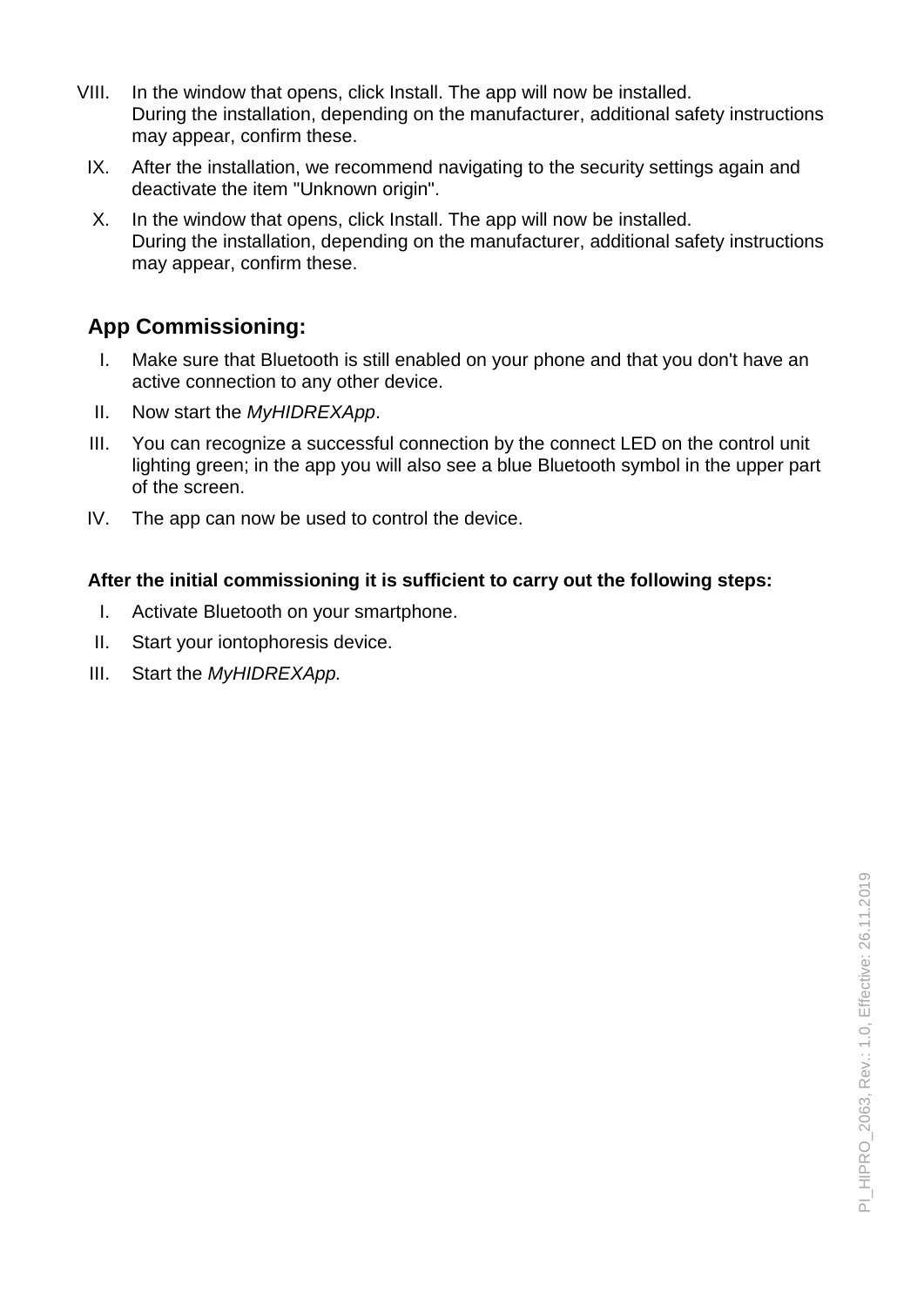VIII. In the window that opens, click Install. The app will now be installed.
During the installation, depending on the manufacturer, additional safety instructions may appear, confirm these.

IX. After the installation, we recommend navigating to the security settings again and deactivate the item "Unknown origin".

X. In the window that opens, click Install. The app will now be installed.
During the installation, depending on the manufacturer, additional safety instructions may appear, confirm these.

## App Commissioning:

I. Make sure that Bluetooth is still enabled on your phone and that you don't have an active connection to any other device.

II. Now start the *MyHIDREXApp*.

III. You can recognize a successful connection by the connect LED on the control unit lighting green; in the app you will also see a blue Bluetooth symbol in the upper part of the screen.

IV. The app can now be used to control the device.

**After the initial commissioning it is sufficient to carry out the following steps:**

I. Activate Bluetooth on your smartphone.

II. Start your iontophoresis device.

III. Start the *MyHIDREXApp.*

PI_HIPRO_2063, Rev.: 1.0, Effective: 26.11.2019